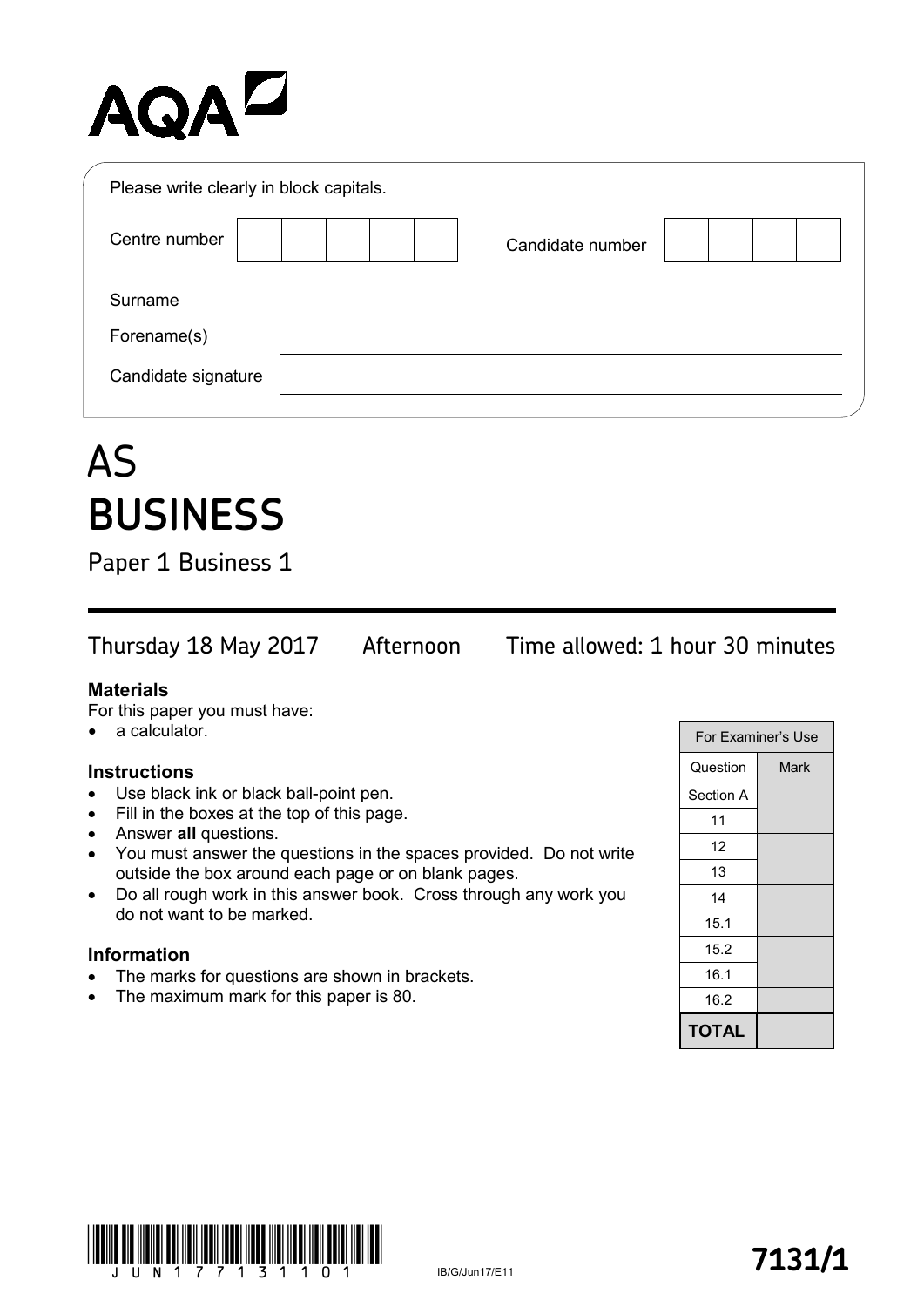AQA

Please write clearly in block capitals.

| Centre number | | | | | | Candidate number | | | | |
|---|---|---|---|---|---|---|---|---|---|---|

Surname ______________________

Forename(s) ______________________

Candidate signature ______________________

# AS
# BUSINESS

## Paper 1 Business 1

Thursday 18 May 2017 Afternoon Time allowed: 1 hour 30 minutes

**Materials**

For this paper you must have:

- a calculator.

**Instructions**

- Use black ink or black ball-point pen.
- Fill in the boxes at the top of this page.
- Answer **all** questions.
- You must answer the questions in the spaces provided. Do not write outside the box around each page or on blank pages.
- Do all rough work in this answer book. Cross through any work you do not want to be marked.

**Information**

- The marks for questions are shown in brackets.
- The maximum mark for this paper is 80.

| For Examiner's Use | |
|---|---|
| Question | Mark |
| Section A | |
| 11 | |
| 12 | |
| 13 | |
| 14 | |
| 15.1 | |
| 15.2 | |
| 16.1 | |
| 16.2 | |
| **TOTAL** | |

IB/G/Jun17/E11

**7131/1**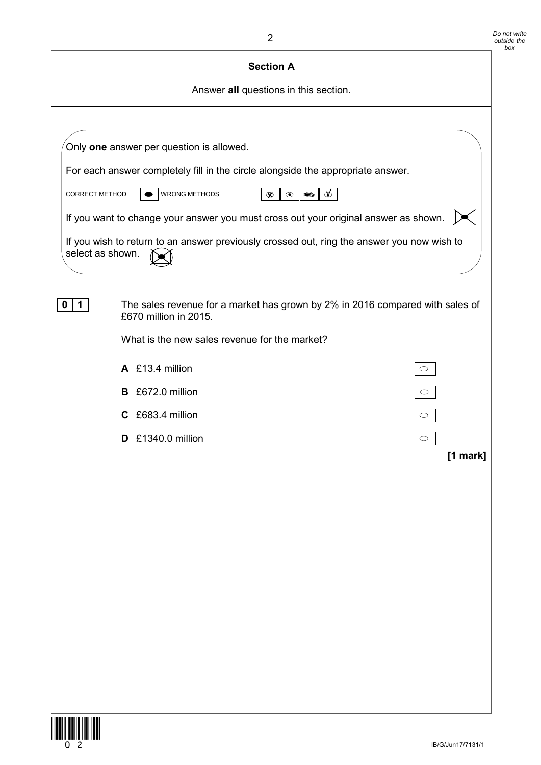## Section A

Answer **all** questions in this section.

Only **one** answer per question is allowed.

For each answer completely fill in the circle alongside the appropriate answer.

CORRECT METHOD ⬬ WRONG METHODS

If you want to change your answer you must cross out your original answer as shown.

If you wish to return to an answer previously crossed out, ring the answer you now wish to select as shown.

**0 1** The sales revenue for a market has grown by 2% in 2016 compared with sales of £670 million in 2015.

What is the new sales revenue for the market?

**A** £13.4 million ○

**B** £672.0 million ○

**C** £683.4 million ○

**D** £1340.0 million ○

**[1 mark]**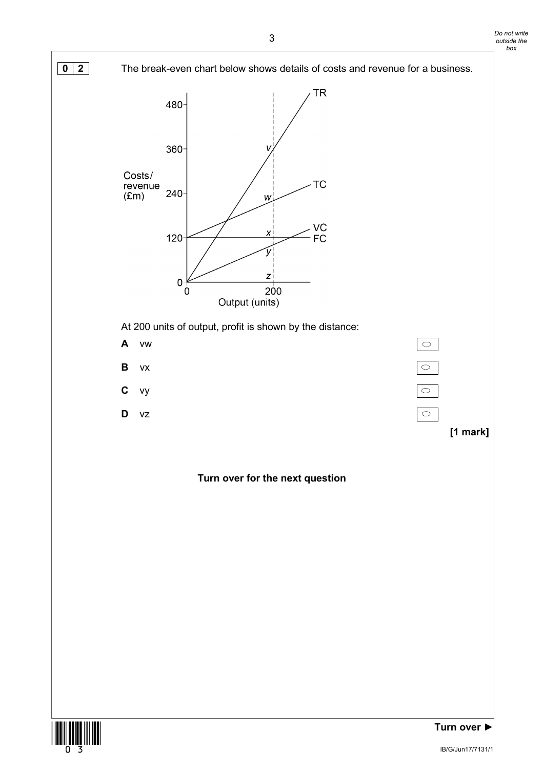**0 2** The break-even chart below shows details of costs and revenue for a business.

At 200 units of output, profit is shown by the distance:

**A** vw

**B** vx

**C** vy

**D** vz

**[1 mark]**

**Turn over for the next question**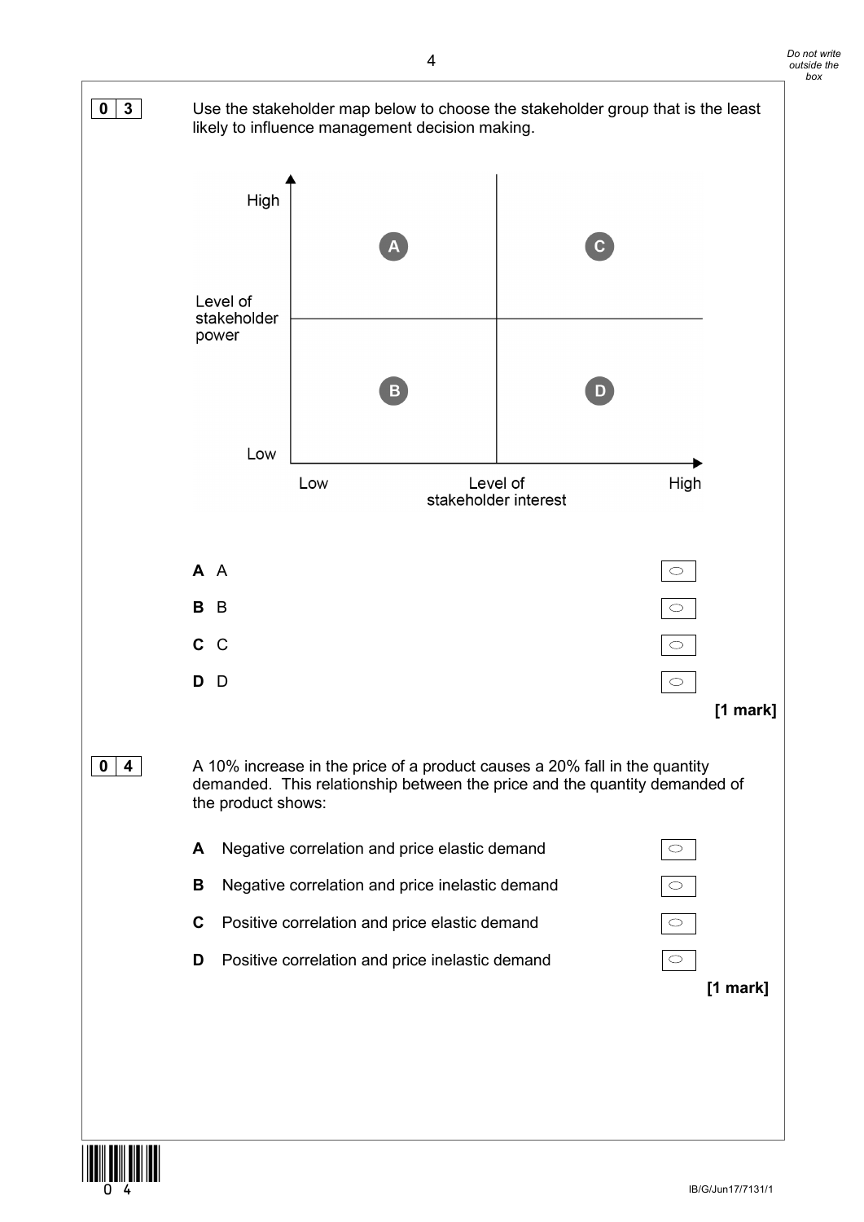**0 3** Use the stakeholder map below to choose the stakeholder group that is the least likely to influence management decision making.

| Level of stakeholder power | Low level of stakeholder interest | High level of stakeholder interest |
|---|---|---|
| High | A | C |
| Low | B | D |

**A** A

**B** B

**C** C

**D** D

**[1 mark]**

**0 4** A 10% increase in the price of a product causes a 20% fall in the quantity demanded. This relationship between the price and the quantity demanded of the product shows:

**A** Negative correlation and price elastic demand

**B** Negative correlation and price inelastic demand

**C** Positive correlation and price elastic demand

**D** Positive correlation and price inelastic demand

**[1 mark]**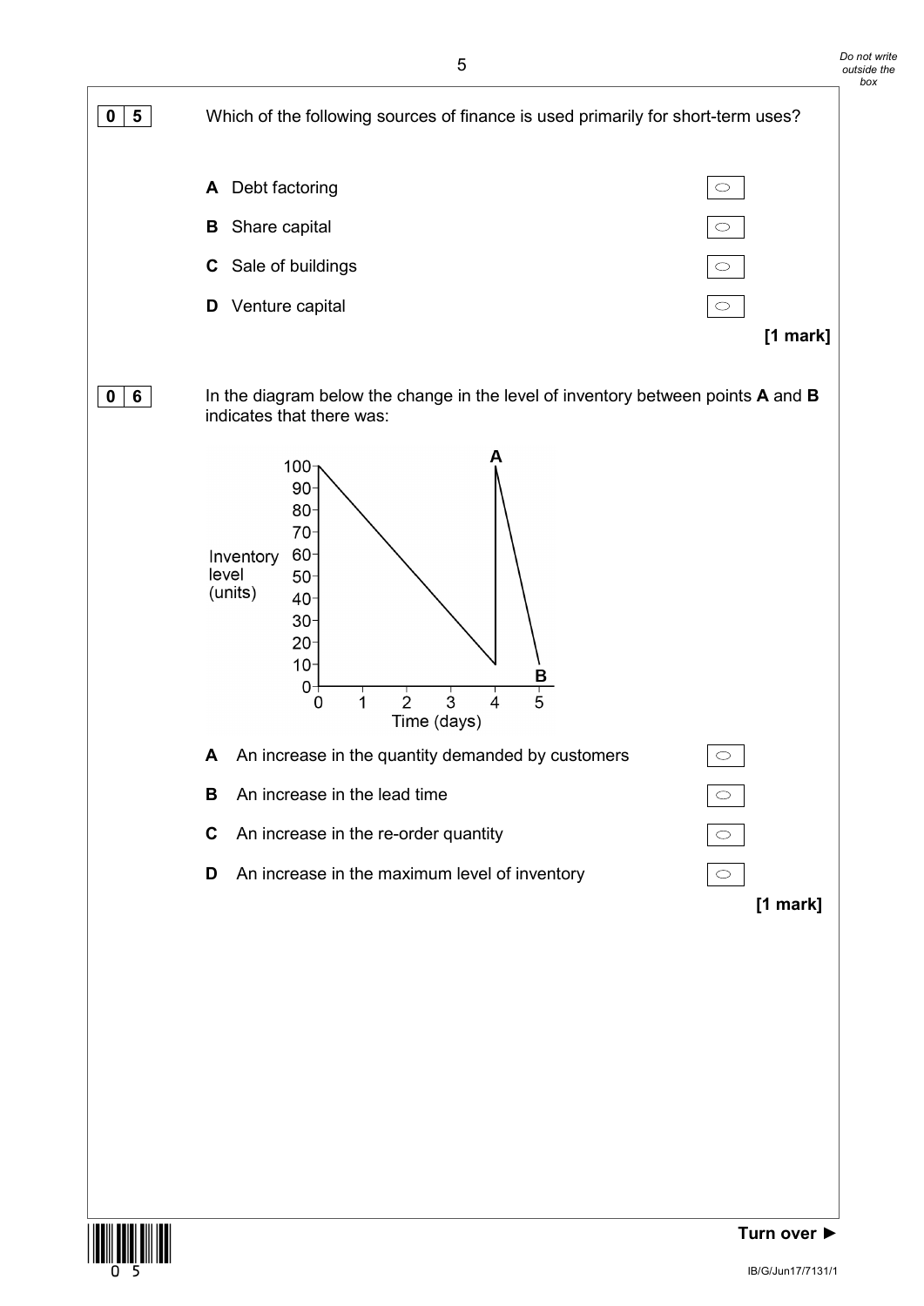**0 5** Which of the following sources of finance is used primarily for short-term uses?

- **A** Debt factoring
- **B** Share capital
- **C** Sale of buildings
- **D** Venture capital

**[1 mark]**

**0 6** In the diagram below the change in the level of inventory between points **A** and **B** indicates that there was:

- **A** An increase in the quantity demanded by customers
- **B** An increase in the lead time
- **C** An increase in the re-order quantity
- **D** An increase in the maximum level of inventory

**[1 mark]**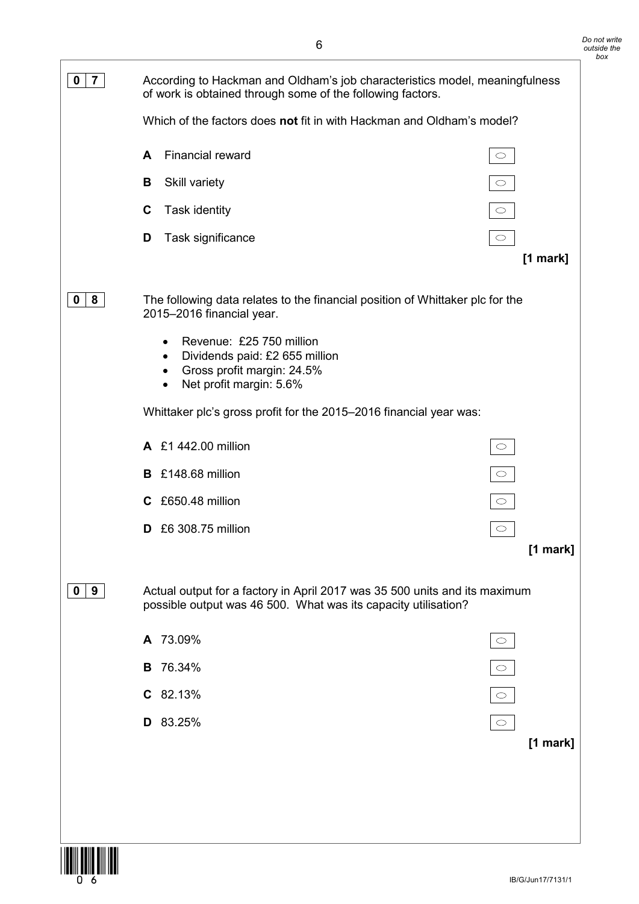**0 7** According to Hackman and Oldham's job characteristics model, meaningfulness of work is obtained through some of the following factors.

Which of the factors does **not** fit in with Hackman and Oldham's model?

**A** Financial reward

**B** Skill variety

**C** Task identity

**D** Task significance

**[1 mark]**

**0 8** The following data relates to the financial position of Whittaker plc for the 2015–2016 financial year.

- Revenue: £25 750 million
- Dividends paid: £2 655 million
- Gross profit margin: 24.5%
- Net profit margin: 5.6%

Whittaker plc's gross profit for the 2015–2016 financial year was:

**A** £1 442.00 million

**B** £148.68 million

**C** £650.48 million

**D** £6 308.75 million

**[1 mark]**

**0 9** Actual output for a factory in April 2017 was 35 500 units and its maximum possible output was 46 500. What was its capacity utilisation?

**A** 73.09%

**B** 76.34%

**C** 82.13%

**D** 83.25%

**[1 mark]**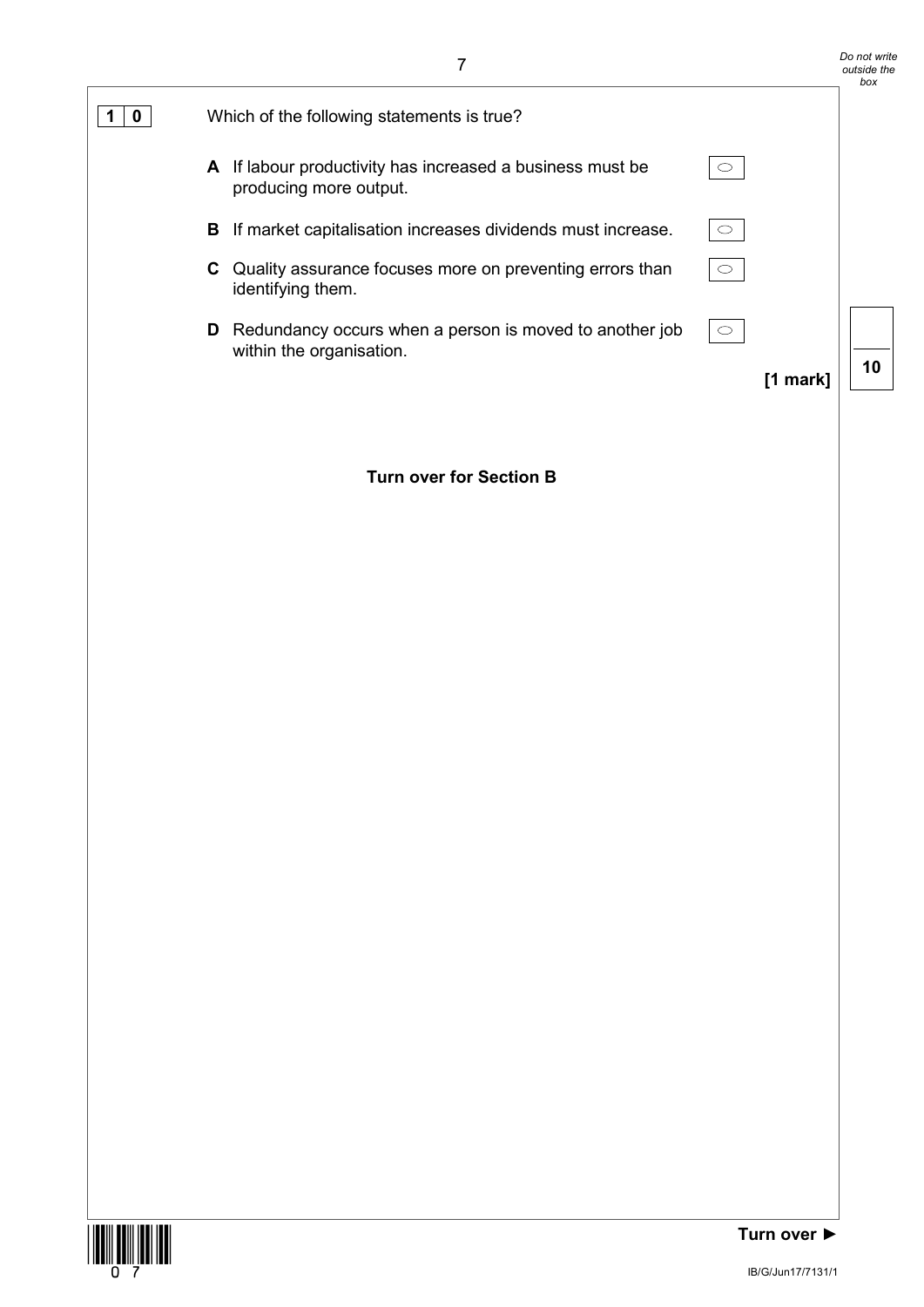**1 0** Which of the following statements is true?

**A** If labour productivity has increased a business must be producing more output. ○

**B** If market capitalisation increases dividends must increase. ○

**C** Quality assurance focuses more on preventing errors than identifying them. ○

**D** Redundancy occurs when a person is moved to another job within the organisation. ○

**[1 mark]**

**Turn over for Section B**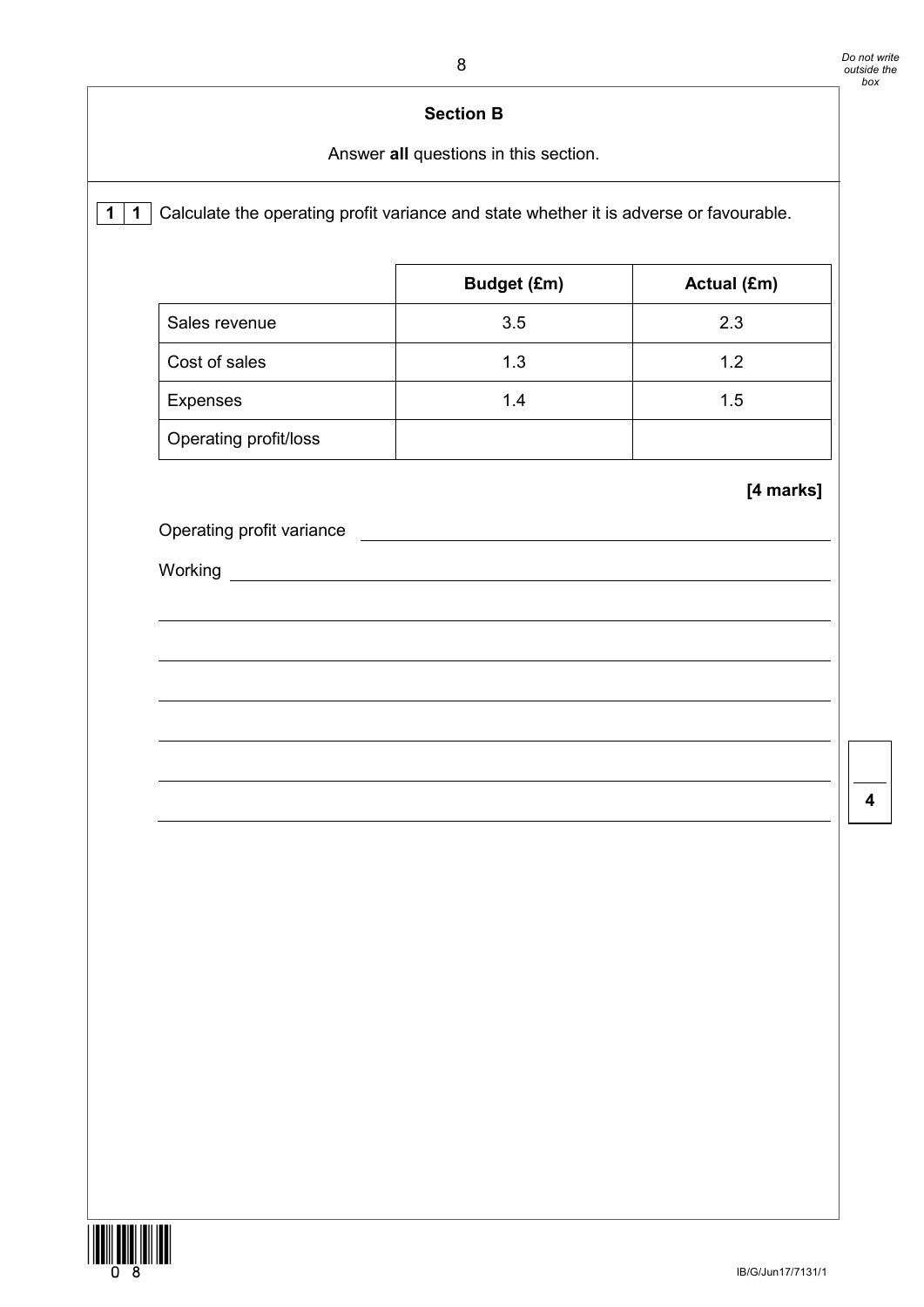## Section B

Answer **all** questions in this section.

**1 1** Calculate the operating profit variance and state whether it is adverse or favourable.

| | Budget (£m) | Actual (£m) |
|---|---|---|
| Sales revenue | 3.5 | 2.3 |
| Cost of sales | 1.3 | 1.2 |
| Expenses | 1.4 | 1.5 |
| Operating profit/loss | | |

**[4 marks]**

Operating profit variance \_\_\_\_\_\_\_\_\_\_\_\_\_\_\_\_\_\_\_\_\_\_\_\_\_\_\_\_\_\_\_\_\_\_\_\_\_\_\_\_

Working \_\_\_\_\_\_\_\_\_\_\_\_\_\_\_\_\_\_\_\_\_\_\_\_\_\_\_\_\_\_\_\_\_\_\_\_\_\_\_\_\_\_\_\_\_\_\_\_\_\_\_\_\_\_

\_\_\_\_\_\_\_\_\_\_\_\_\_\_\_\_\_\_\_\_\_\_\_\_\_\_\_\_\_\_\_\_\_\_\_\_\_\_\_\_\_\_\_\_\_\_\_\_\_\_\_\_\_\_\_\_\_\_\_\_\_\_\_\_

\_\_\_\_\_\_\_\_\_\_\_\_\_\_\_\_\_\_\_\_\_\_\_\_\_\_\_\_\_\_\_\_\_\_\_\_\_\_\_\_\_\_\_\_\_\_\_\_\_\_\_\_\_\_\_\_\_\_\_\_\_\_\_\_

\_\_\_\_\_\_\_\_\_\_\_\_\_\_\_\_\_\_\_\_\_\_\_\_\_\_\_\_\_\_\_\_\_\_\_\_\_\_\_\_\_\_\_\_\_\_\_\_\_\_\_\_\_\_\_\_\_\_\_\_\_\_\_\_

\_\_\_\_\_\_\_\_\_\_\_\_\_\_\_\_\_\_\_\_\_\_\_\_\_\_\_\_\_\_\_\_\_\_\_\_\_\_\_\_\_\_\_\_\_\_\_\_\_\_\_\_\_\_\_\_\_\_\_\_\_\_\_\_

\_\_\_\_\_\_\_\_\_\_\_\_\_\_\_\_\_\_\_\_\_\_\_\_\_\_\_\_\_\_\_\_\_\_\_\_\_\_\_\_\_\_\_\_\_\_\_\_\_\_\_\_\_\_\_\_\_\_\_\_\_\_\_\_

\_\_\_\_\_\_\_\_\_\_\_\_\_\_\_\_\_\_\_\_\_\_\_\_\_\_\_\_\_\_\_\_\_\_\_\_\_\_\_\_\_\_\_\_\_\_\_\_\_\_\_\_\_\_\_\_\_\_\_\_\_\_\_\_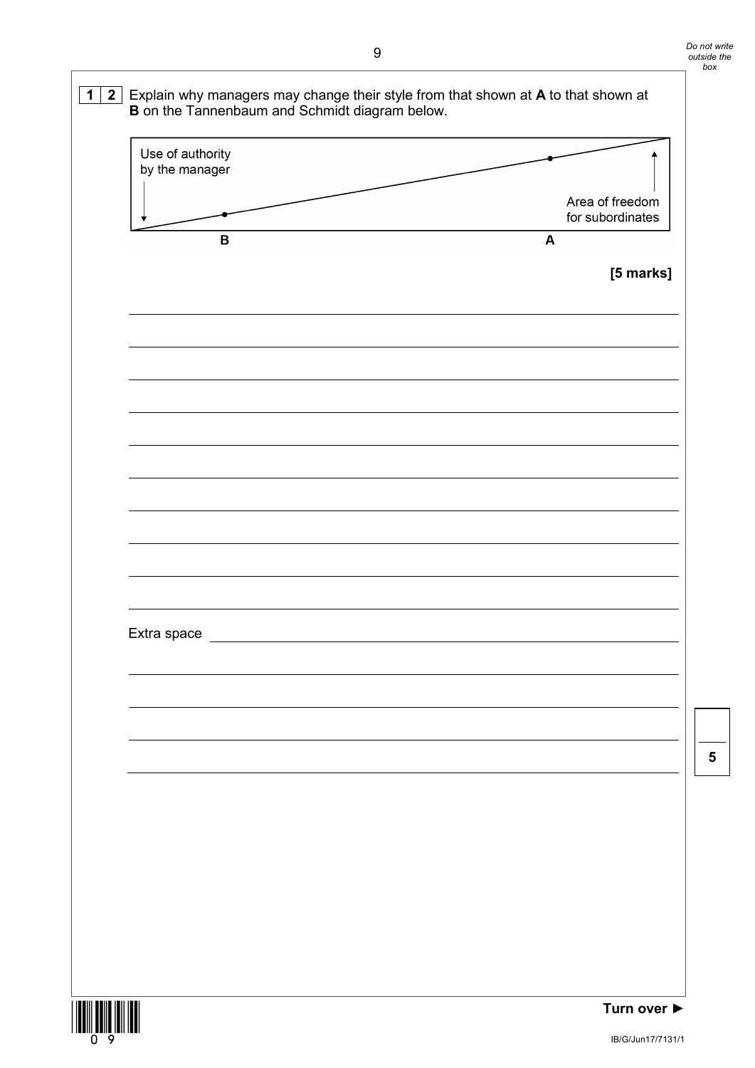**1 2** Explain why managers may change their style from that shown at **A** to that shown at **B** on the Tannenbaum and Schmidt diagram below.

Use of authority by the manager

Area of freedom for subordinates

**B** **A**

**[5 marks]**

Extra space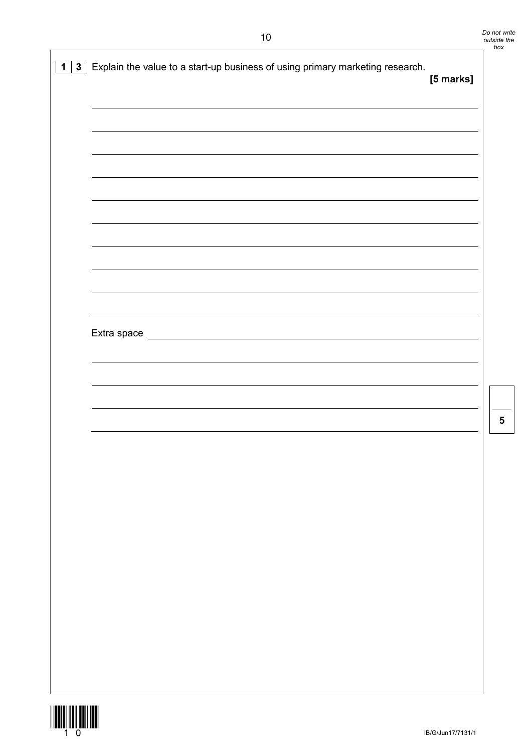**1 3** Explain the value to a start-up business of using primary marketing research.

**[5 marks]**

Extra space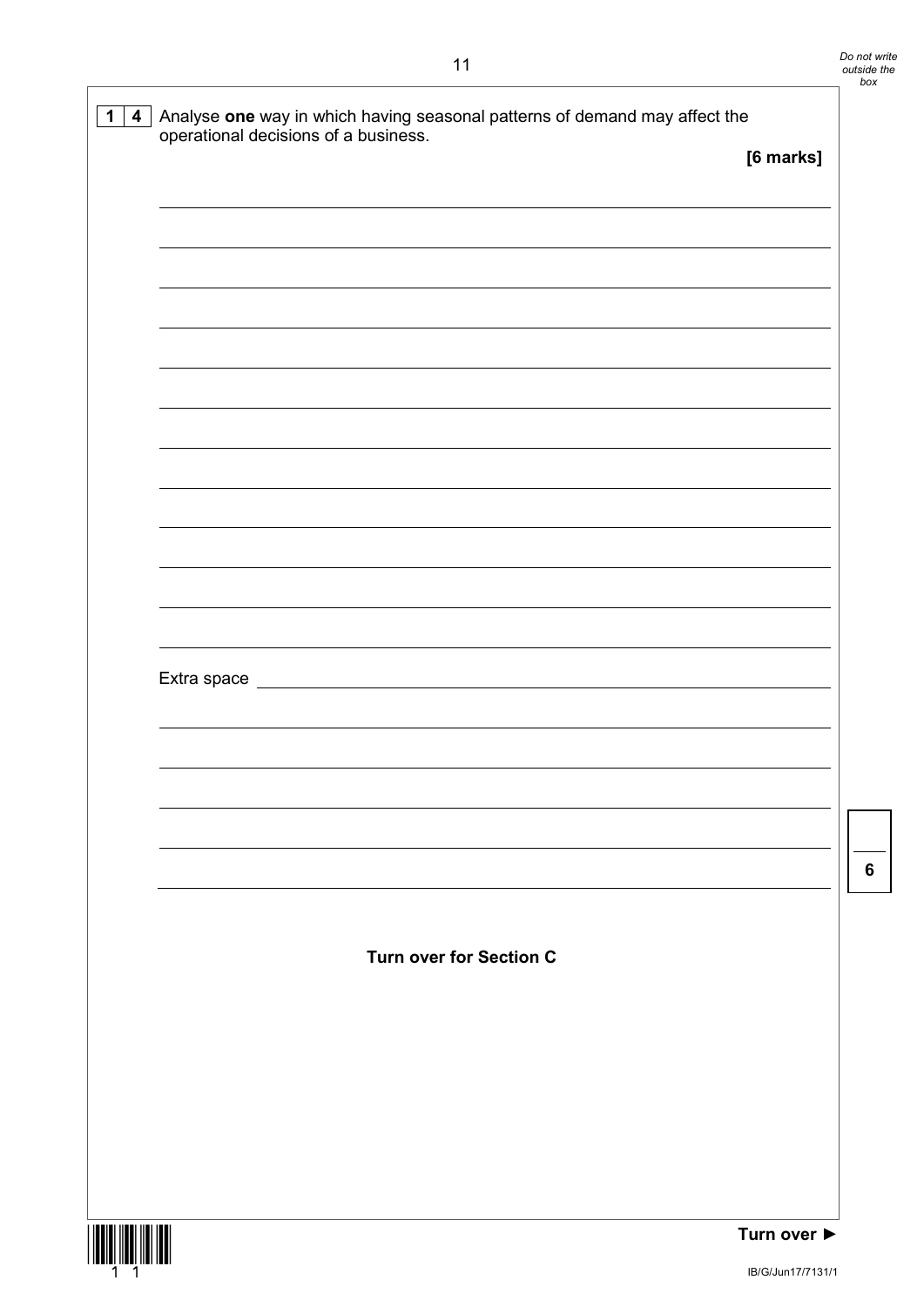**1 4** Analyse **one** way in which having seasonal patterns of demand may affect the operational decisions of a business.

**[6 marks]**

Extra space

**Turn over for Section C**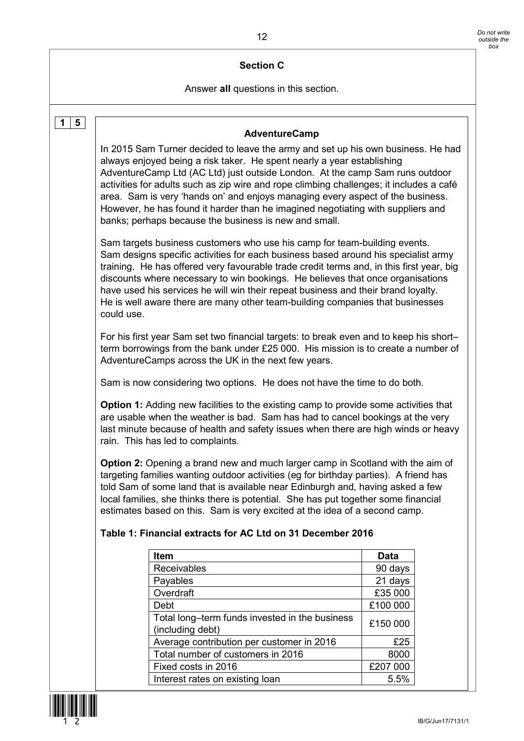## Section C

Answer **all** questions in this section.

**1 5**

### AdventureCamp

In 2015 Sam Turner decided to leave the army and set up his own business. He had always enjoyed being a risk taker. He spent nearly a year establishing AdventureCamp Ltd (AC Ltd) just outside London. At the camp Sam runs outdoor activities for adults such as zip wire and rope climbing challenges; it includes a café area. Sam is very 'hands on' and enjoys managing every aspect of the business. However, he has found it harder than he imagined negotiating with suppliers and banks; perhaps because the business is new and small.

Sam targets business customers who use his camp for team-building events. Sam designs specific activities for each business based around his specialist army training. He has offered very favourable trade credit terms and, in this first year, big discounts where necessary to win bookings. He believes that once organisations have used his services he will win their repeat business and their brand loyalty. He is well aware there are many other team-building companies that businesses could use.

For his first year Sam set two financial targets: to break even and to keep his short–term borrowings from the bank under £25 000. His mission is to create a number of AdventureCamps across the UK in the next few years.

Sam is now considering two options. He does not have the time to do both.

**Option 1:** Adding new facilities to the existing camp to provide some activities that are usable when the weather is bad. Sam has had to cancel bookings at the very last minute because of health and safety issues when there are high winds or heavy rain. This has led to complaints.

**Option 2:** Opening a brand new and much larger camp in Scotland with the aim of targeting families wanting outdoor activities (eg for birthday parties). A friend has told Sam of some land that is available near Edinburgh and, having asked a few local families, she thinks there is potential. She has put together some financial estimates based on this. Sam is very excited at the idea of a second camp.

**Table 1: Financial extracts for AC Ltd on 31 December 2016**

| Item | Data |
|---|---|
| Receivables | 90 days |
| Payables | 21 days |
| Overdraft | £35 000 |
| Debt | £100 000 |
| Total long–term funds invested in the business (including debt) | £150 000 |
| Average contribution per customer in 2016 | £25 |
| Total number of customers in 2016 | 8000 |
| Fixed costs in 2016 | £207 000 |
| Interest rates on existing loan | 5.5% |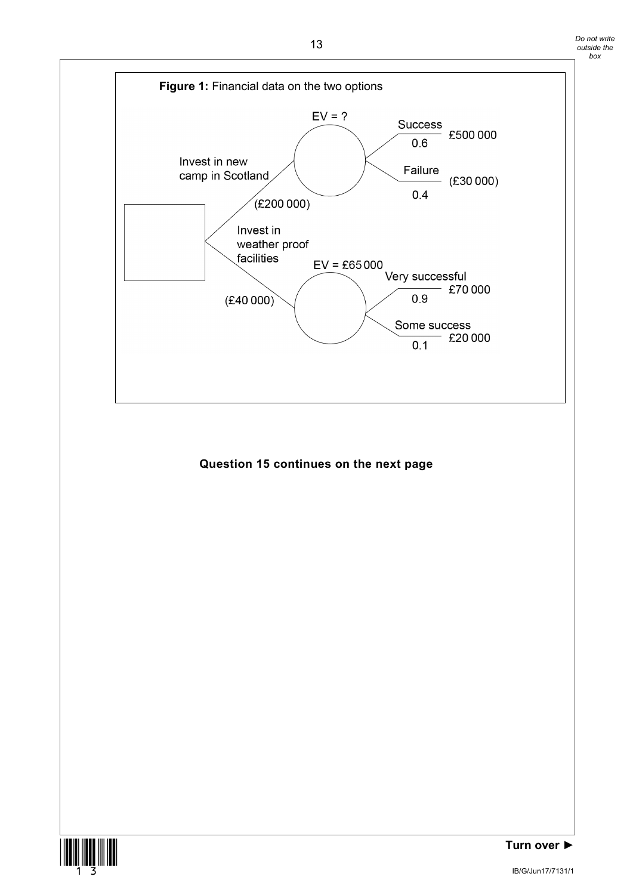**Figure 1:** Financial data on the two options

Invest in new camp in Scotland (£200 000)

- EV = ?
  - Success 0.6 — £500 000
  - Failure 0.4 — (£30 000)

Invest in weather proof facilities (£40 000)

- EV = £65 000
  - Very successful 0.9 — £70 000
  - Some success 0.1 — £20 000

**Question 15 continues on the next page**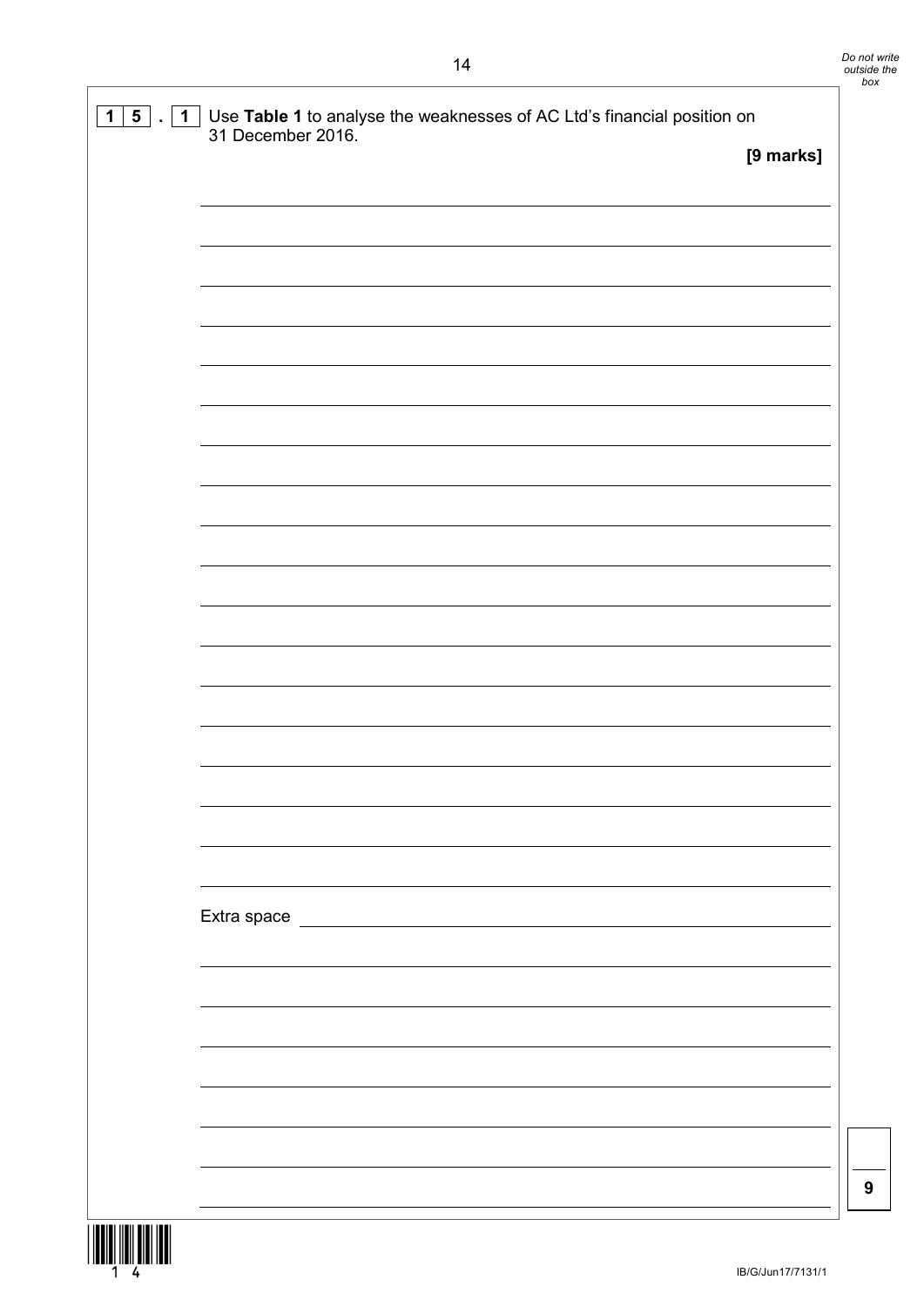**1 5 . 1** Use **Table 1** to analyse the weaknesses of AC Ltd's financial position on 31 December 2016.

**[9 marks]**

Extra space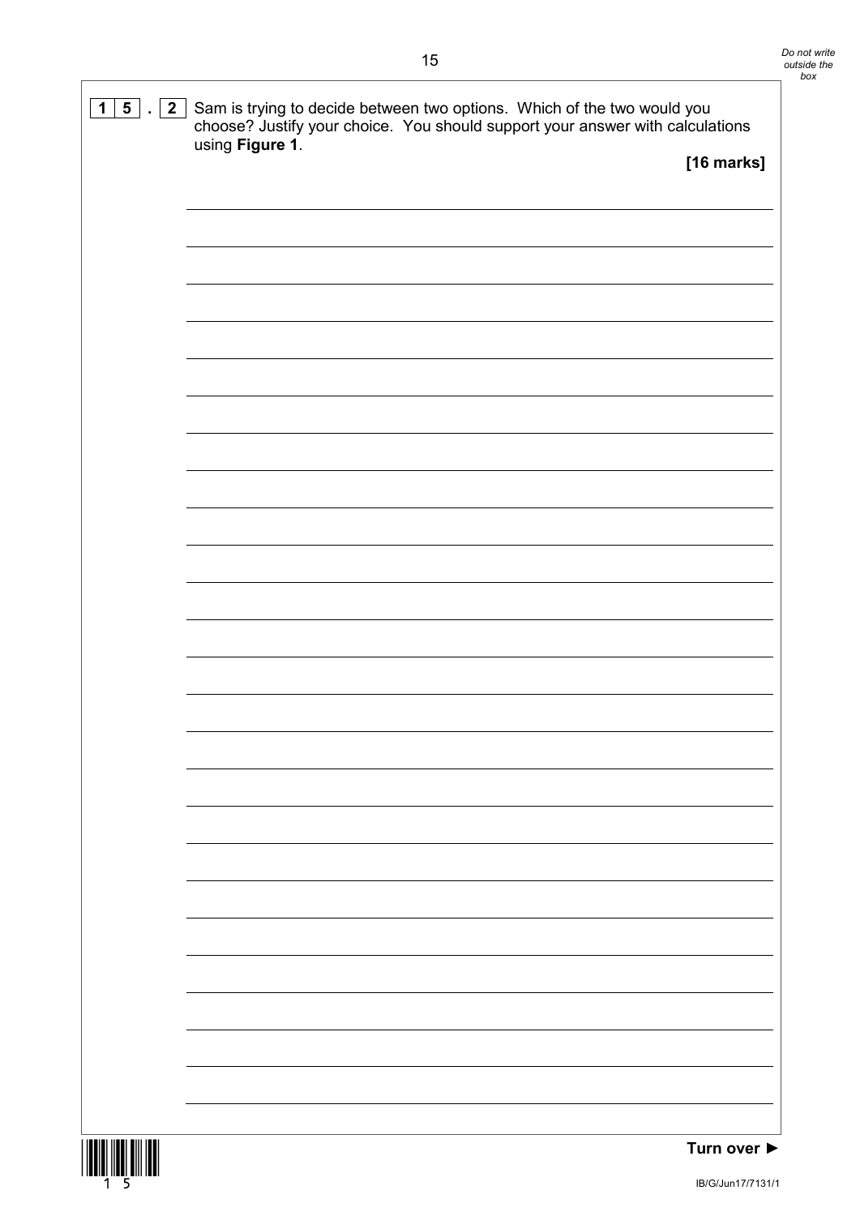**1 5 . 2** Sam is trying to decide between two options. Which of the two would you choose? Justify your choice. You should support your answer with calculations using **Figure 1**.

**[16 marks]**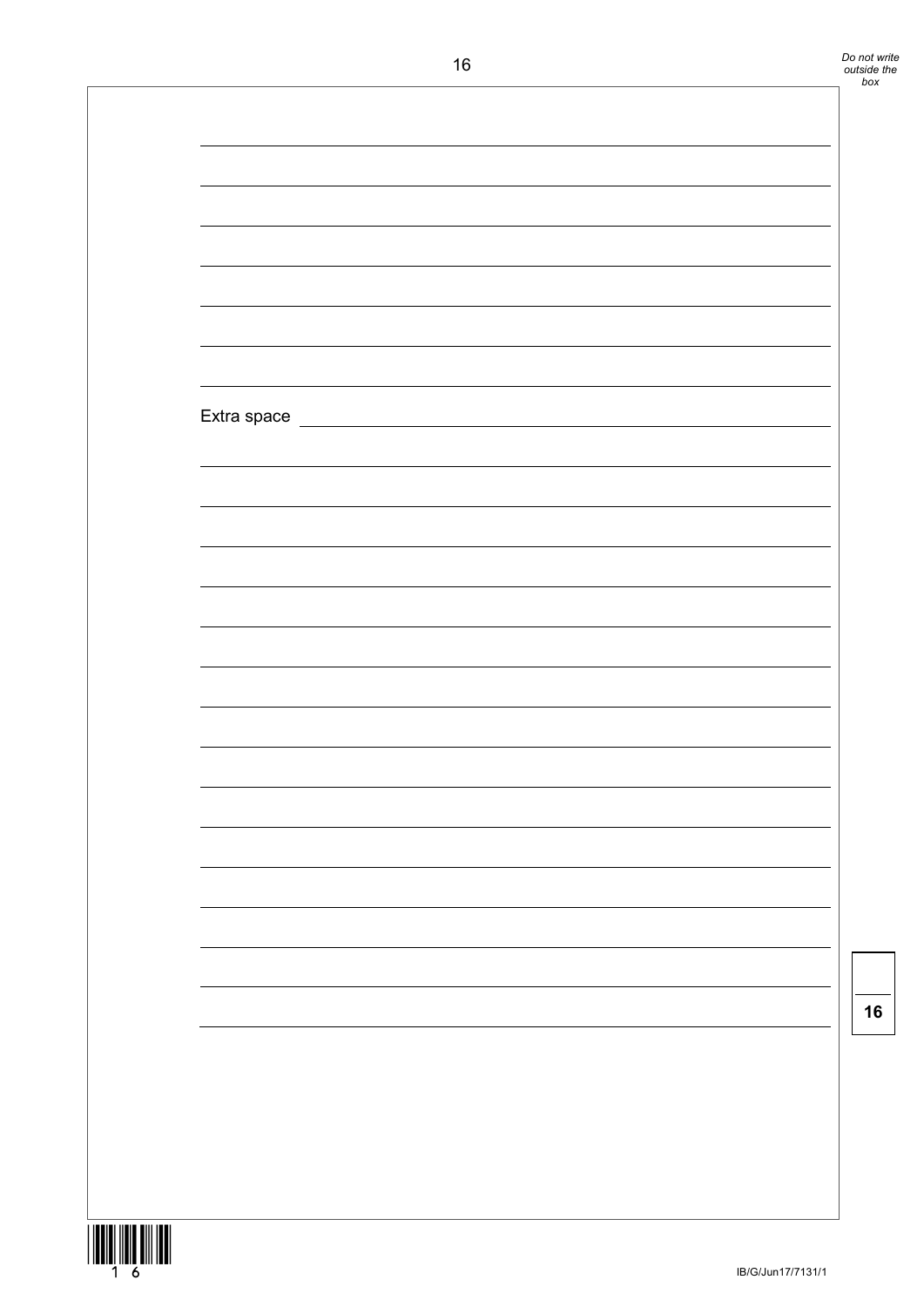Extra space

16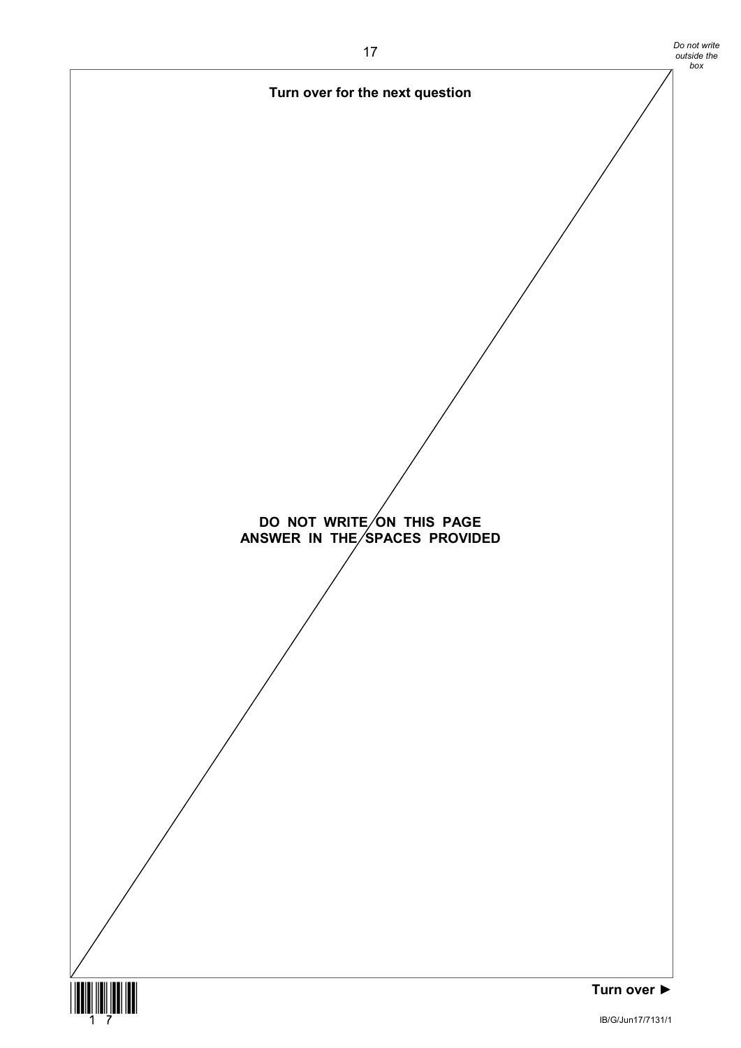**Turn over for the next question**

**DO NOT WRITE ON THIS PAGE**
**ANSWER IN THE SPACES PROVIDED**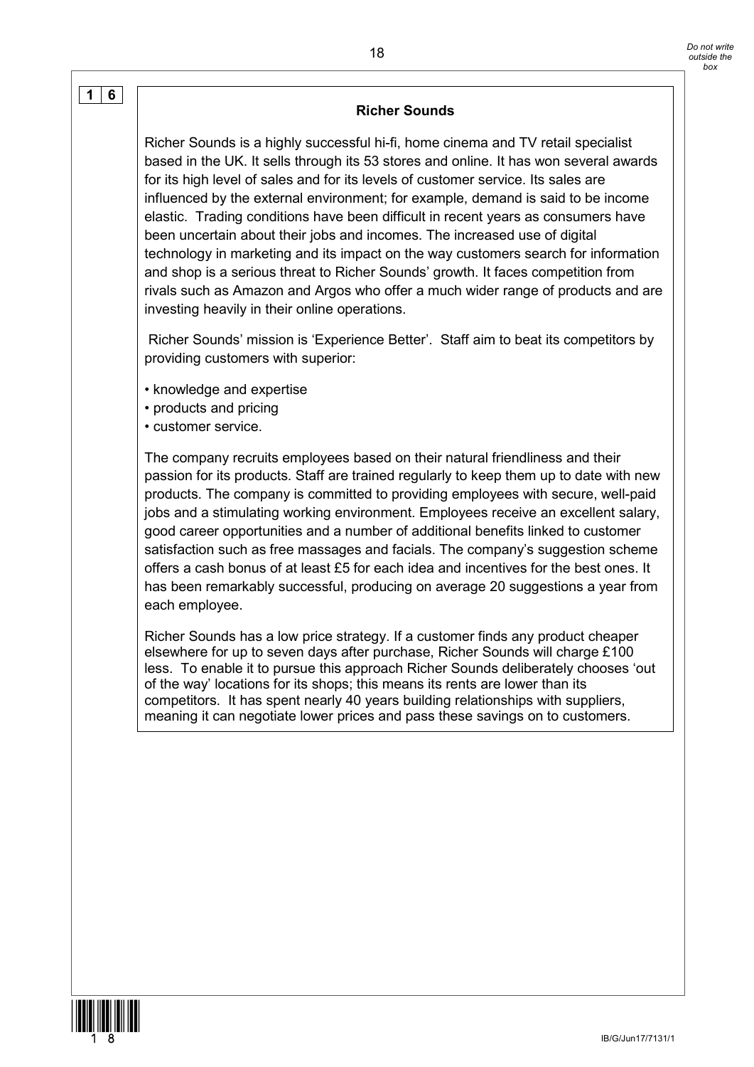**1 6**

## Richer Sounds

Richer Sounds is a highly successful hi-fi, home cinema and TV retail specialist based in the UK. It sells through its 53 stores and online. It has won several awards for its high level of sales and for its levels of customer service. Its sales are influenced by the external environment; for example, demand is said to be income elastic. Trading conditions have been difficult in recent years as consumers have been uncertain about their jobs and incomes. The increased use of digital technology in marketing and its impact on the way customers search for information and shop is a serious threat to Richer Sounds' growth. It faces competition from rivals such as Amazon and Argos who offer a much wider range of products and are investing heavily in their online operations.

Richer Sounds' mission is 'Experience Better'. Staff aim to beat its competitors by providing customers with superior:

- knowledge and expertise
- products and pricing
- customer service.

The company recruits employees based on their natural friendliness and their passion for its products. Staff are trained regularly to keep them up to date with new products. The company is committed to providing employees with secure, well-paid jobs and a stimulating working environment. Employees receive an excellent salary, good career opportunities and a number of additional benefits linked to customer satisfaction such as free massages and facials. The company's suggestion scheme offers a cash bonus of at least £5 for each idea and incentives for the best ones. It has been remarkably successful, producing on average 20 suggestions a year from each employee.

Richer Sounds has a low price strategy. If a customer finds any product cheaper elsewhere for up to seven days after purchase, Richer Sounds will charge £100 less. To enable it to pursue this approach Richer Sounds deliberately chooses 'out of the way' locations for its shops; this means its rents are lower than its competitors. It has spent nearly 40 years building relationships with suppliers, meaning it can negotiate lower prices and pass these savings on to customers.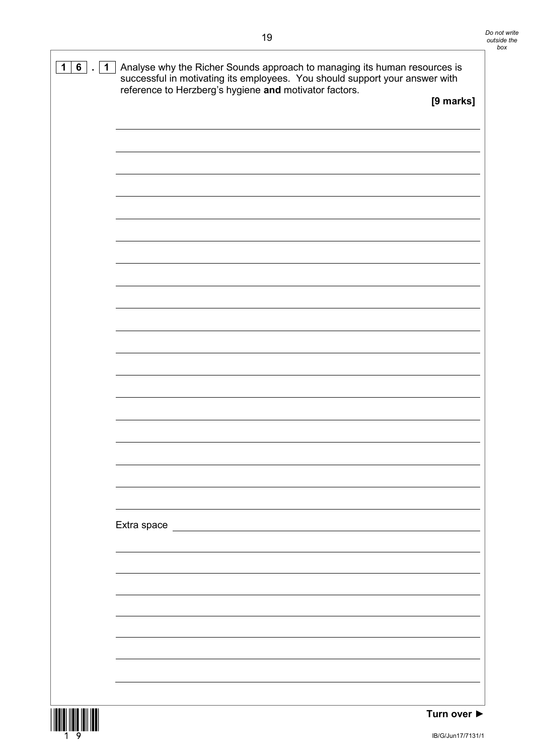**1 6 . 1** Analyse why the Richer Sounds approach to managing its human resources is successful in motivating its employees. You should support your answer with reference to Herzberg's hygiene **and** motivator factors.

**[9 marks]**

Extra space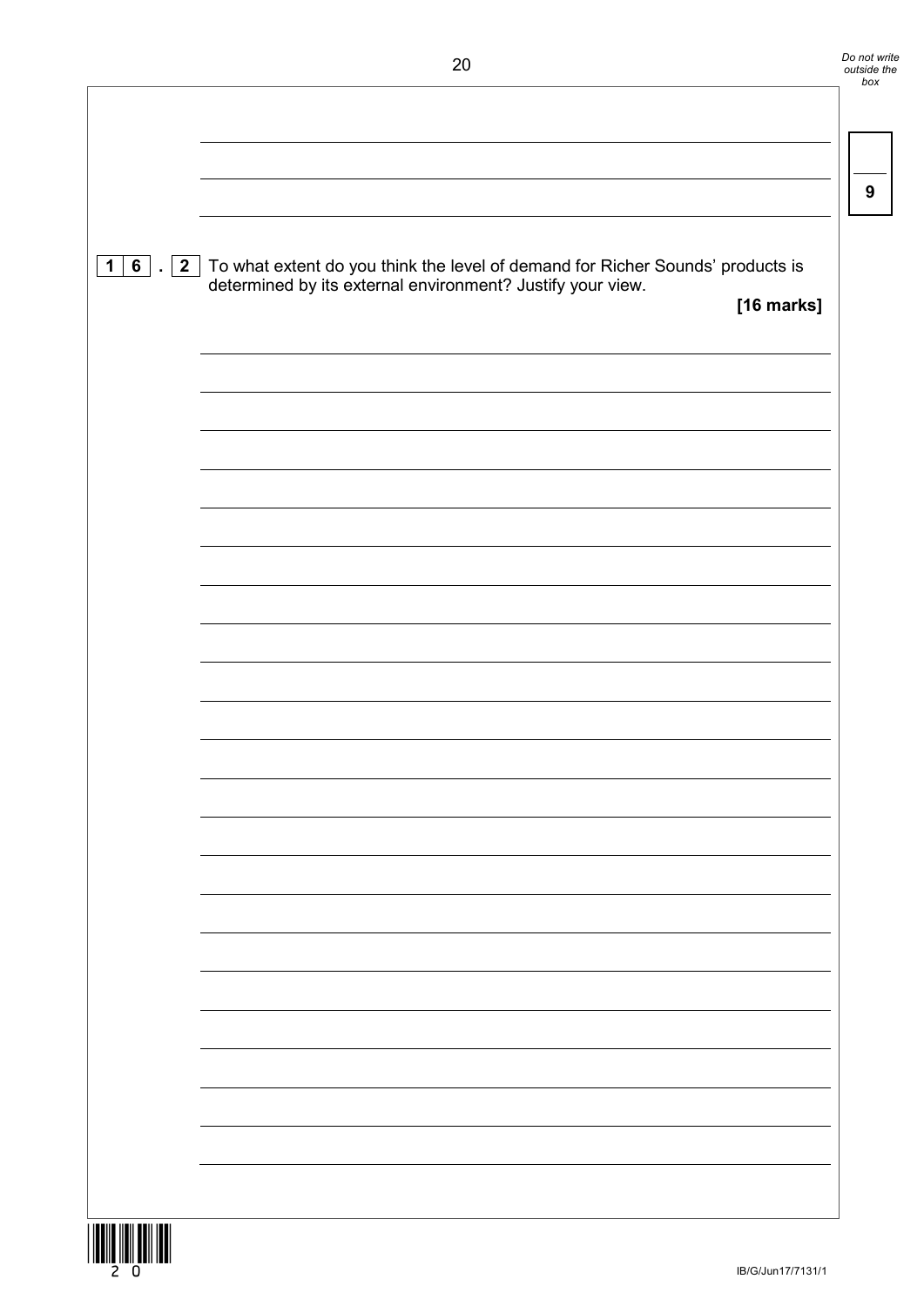**1 6 . 2** To what extent do you think the level of demand for Richer Sounds' products is determined by its external environment? Justify your view.

**[16 marks]**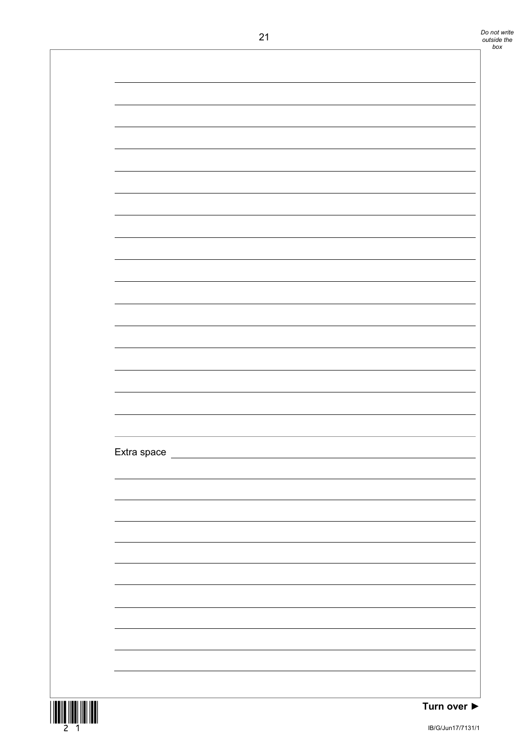Extra space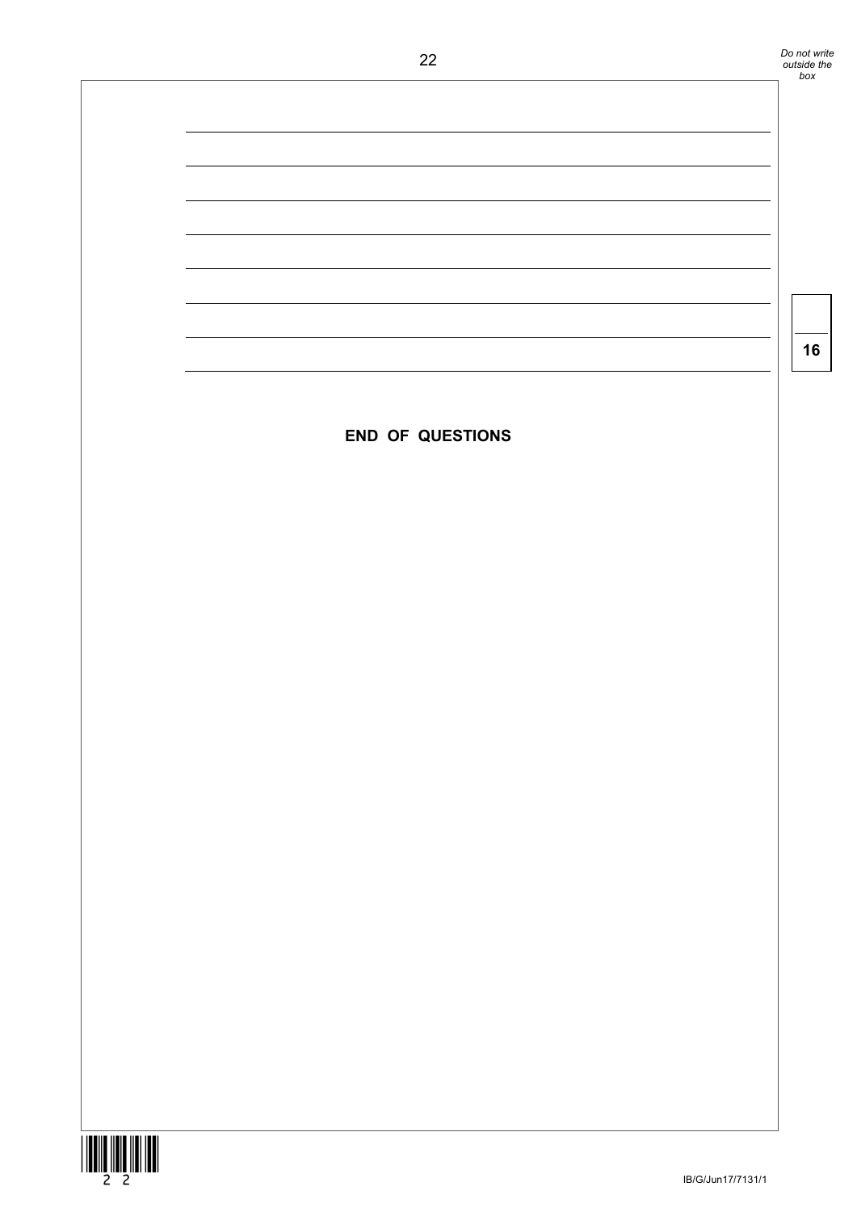**END OF QUESTIONS**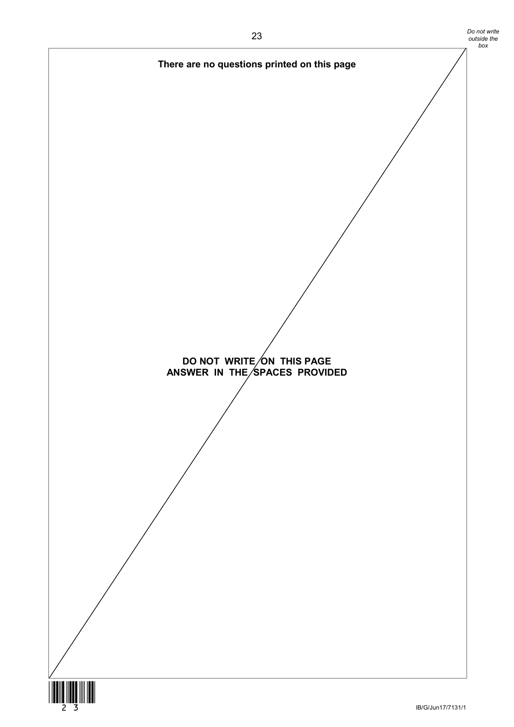**There are no questions printed on this page**

**DO NOT WRITE ON THIS PAGE**
**ANSWER IN THE SPACES PROVIDED**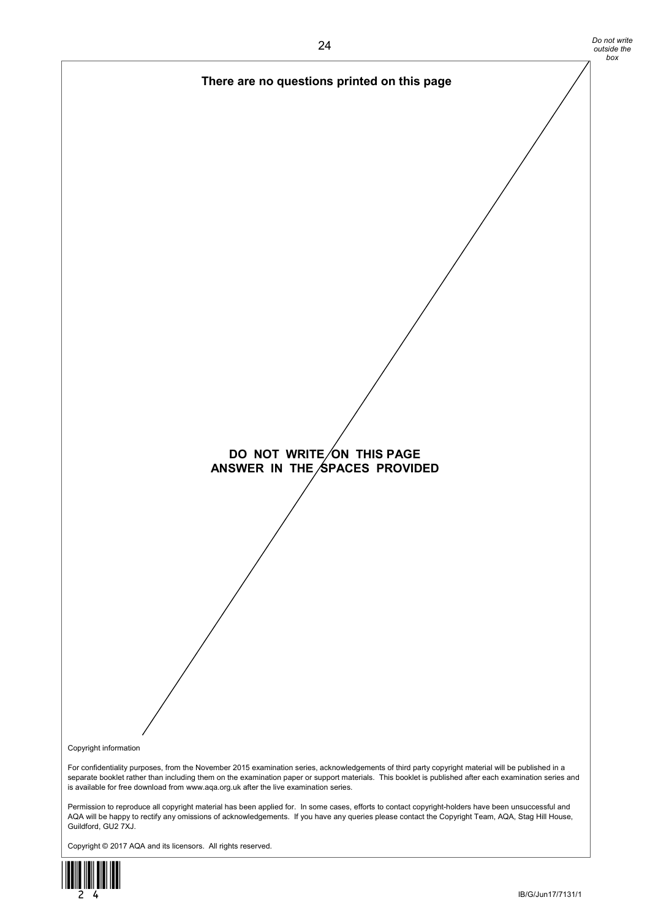**There are no questions printed on this page**

**DO NOT WRITE ON THIS PAGE**
**ANSWER IN THE SPACES PROVIDED**

Copyright information

For confidentiality purposes, from the November 2015 examination series, acknowledgements of third party copyright material will be published in a separate booklet rather than including them on the examination paper or support materials. This booklet is published after each examination series and is available for free download from www.aqa.org.uk after the live examination series.

Permission to reproduce all copyright material has been applied for. In some cases, efforts to contact copyright-holders have been unsuccessful and AQA will be happy to rectify any omissions of acknowledgements. If you have any queries please contact the Copyright Team, AQA, Stag Hill House, Guildford, GU2 7XJ.

Copyright © 2017 AQA and its licensors. All rights reserved.